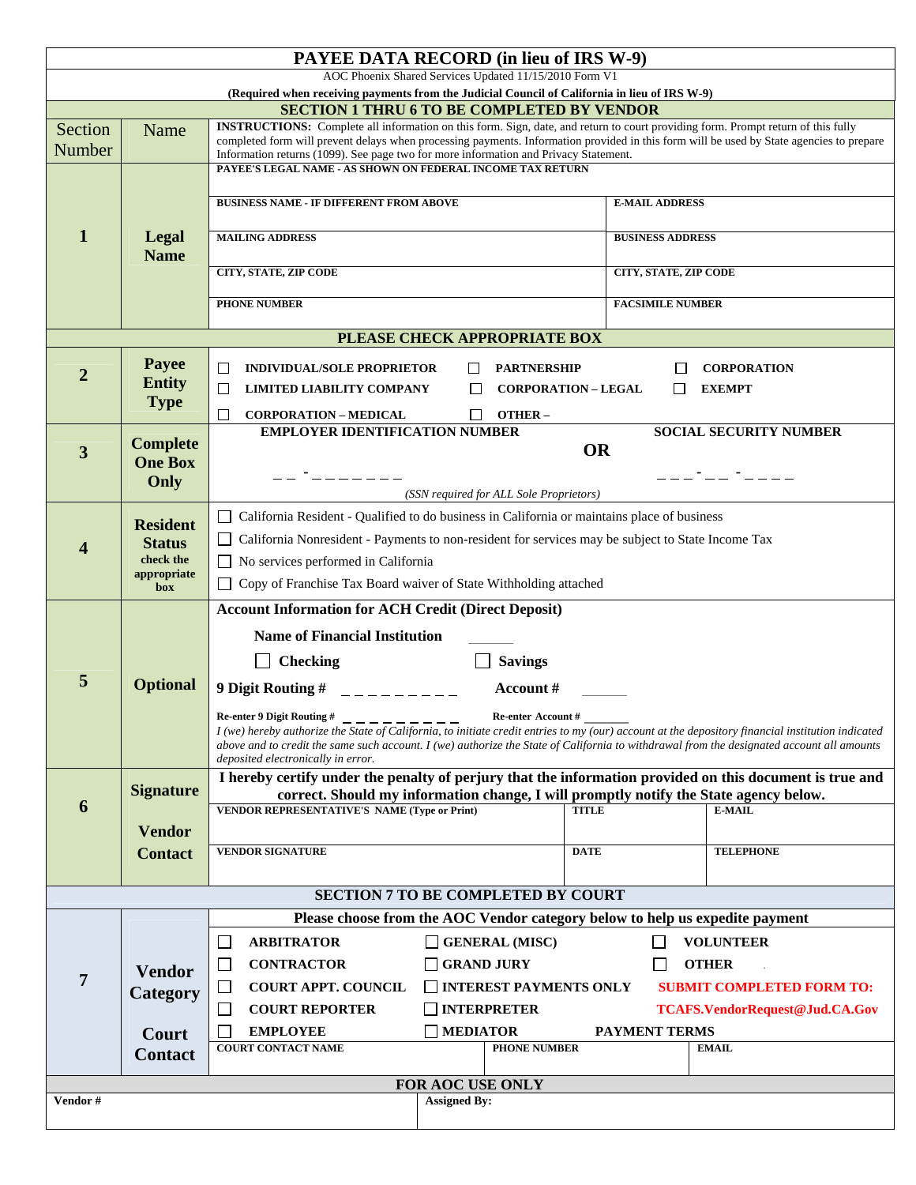# PAYEE DATA RECORD (in lieu of IRS W-9)

AOC Phoenix Shared Services Updated 11/15/2010 Form V1

**(Required when receiving payments from the Judicial Council of California in lieu of IRS W-9)**

## SECTION 1 THRU 6 TO BE COMPLETED BY VENDOR

| Section Number | Name | |
|---|---|---|
| | | **INSTRUCTIONS:** Complete all information on this form. Sign, date, and return to court providing form. Prompt return of this fully completed form will prevent delays when processing payments. Information provided in this form will be used by State agencies to prepare Information returns (1099). See page two for more information and Privacy Statement. |

### 1 — Legal Name

| | |
|---|---|
| PAYEE'S LEGAL NAME - AS SHOWN ON FEDERAL INCOME TAX RETURN | |
| BUSINESS NAME - IF DIFFERENT FROM ABOVE | E-MAIL ADDRESS |
| MAILING ADDRESS | BUSINESS ADDRESS |
| CITY, STATE, ZIP CODE | CITY, STATE, ZIP CODE |
| PHONE NUMBER | FACSIMILE NUMBER |

**PLEASE CHECK APPROPRIATE BOX**

### 2 — Payee Entity Type

- ☐ INDIVIDUAL/SOLE PROPRIETOR
- ☐ PARTNERSHIP
- ☐ CORPORATION
- ☐ LIMITED LIABILITY COMPANY
- ☐ CORPORATION – LEGAL
- ☐ EXEMPT
- ☐ CORPORATION – MEDICAL
- ☐ OTHER –

### 3 — Complete One Box Only

**EMPLOYER IDENTIFICATION NUMBER** _ _ - _ _ _ _ _ _ _

**OR**

**SOCIAL SECURITY NUMBER** _ _ _ - _ _ - _ _ _ _

*(SSN required for ALL Sole Proprietors)*

### 4 — Resident Status (check the appropriate box)

- ☐ California Resident - Qualified to do business in California or maintains place of business
- ☐ California Nonresident - Payments to non-resident for services may be subject to State Income Tax
- ☐ No services performed in California
- ☐ Copy of Franchise Tax Board waiver of State Withholding attached

### 5 — Optional

**Account Information for ACH Credit (Direct Deposit)**

**Name of Financial Institution** ______

☐ **Checking** ☐ **Savings**

**9 Digit Routing #** _ _ _ _ _ _ _ _ _ **Account #** ______

**Re-enter 9 Digit Routing #** _ _ _ _ _ _ _ _ _ **Re-enter Account #** ______

*I (we) hereby authorize the State of California, to initiate credit entries to my (our) account at the depository financial institution indicated above and to credit the same such account. I (we) authorize the State of California to withdrawal from the designated account all amounts deposited electronically in error.*

### 6 — Signature / Vendor Contact

**I hereby certify under the penalty of perjury that the information provided on this document is true and correct. Should my information change, I will promptly notify the State agency below.**

| VENDOR REPRESENTATIVE'S NAME (Type or Print) | TITLE | E-MAIL |
|---|---|---|
| VENDOR SIGNATURE | DATE | TELEPHONE |

## SECTION 7 TO BE COMPLETED BY COURT

### 7 — Vendor Category / Court Contact

**Please choose from the AOC Vendor category below to help us expedite payment**

| | | |
|---|---|---|
| ☐ ARBITRATOR | ☐ GENERAL (MISC) | ☐ VOLUNTEER |
| ☐ CONTRACTOR | ☐ GRAND JURY | ☐ OTHER |
| ☐ COURT APPT. COUNCIL | ☐ INTEREST PAYMENTS ONLY | **SUBMIT COMPLETED FORM TO:** |
| ☐ COURT REPORTER | ☐ INTERPRETER | **TCAFS.VendorRequest@Jud.CA.Gov** |
| ☐ EMPLOYEE | ☐ MEDIATOR | **PAYMENT TERMS** |

| COURT CONTACT NAME | PHONE NUMBER | EMAIL |
|---|---|---|
| | | |

## FOR AOC USE ONLY

| Vendor # | Assigned By: |
|---|---|
| | |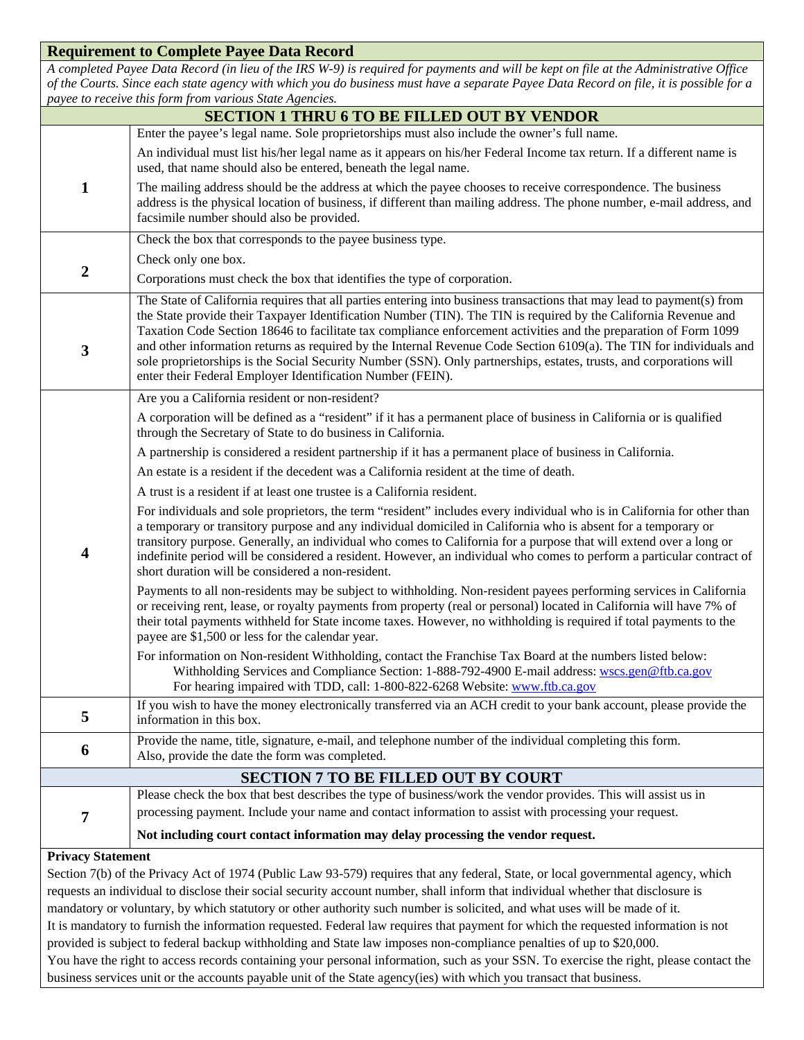## Requirement to Complete Payee Data Record

*A completed Payee Data Record (in lieu of the IRS W-9) is required for payments and will be kept on file at the Administrative Office of the Courts. Since each state agency with which you do business must have a separate Payee Data Record on file, it is possible for a payee to receive this form from various State Agencies.*

### SECTION 1 THRU 6 TO BE FILLED OUT BY VENDOR

| | |
|---|---|
| **1** | Enter the payee's legal name. Sole proprietorships must also include the owner's full name.<br><br>An individual must list his/her legal name as it appears on his/her Federal Income tax return. If a different name is used, that name should also be entered, beneath the legal name.<br><br>The mailing address should be the address at which the payee chooses to receive correspondence. The business address is the physical location of business, if different than mailing address. The phone number, e-mail address, and facsimile number should also be provided. |
| **2** | Check the box that corresponds to the payee business type.<br><br>Check only one box.<br><br>Corporations must check the box that identifies the type of corporation. |
| **3** | The State of California requires that all parties entering into business transactions that may lead to payment(s) from the State provide their Taxpayer Identification Number (TIN). The TIN is required by the California Revenue and Taxation Code Section 18646 to facilitate tax compliance enforcement activities and the preparation of Form 1099 and other information returns as required by the Internal Revenue Code Section 6109(a). The TIN for individuals and sole proprietorships is the Social Security Number (SSN). Only partnerships, estates, trusts, and corporations will enter their Federal Employer Identification Number (FEIN). |
| **4** | Are you a California resident or non-resident?<br><br>A corporation will be defined as a "resident" if it has a permanent place of business in California or is qualified through the Secretary of State to do business in California.<br><br>A partnership is considered a resident partnership if it has a permanent place of business in California.<br><br>An estate is a resident if the decedent was a California resident at the time of death.<br><br>A trust is a resident if at least one trustee is a California resident.<br><br>For individuals and sole proprietors, the term "resident" includes every individual who is in California for other than a temporary or transitory purpose and any individual domiciled in California who is absent for a temporary or transitory purpose. Generally, an individual who comes to California for a purpose that will extend over a long or indefinite period will be considered a resident. However, an individual who comes to perform a particular contract of short duration will be considered a non-resident.<br><br>Payments to all non-residents may be subject to withholding. Non-resident payees performing services in California or receiving rent, lease, or royalty payments from property (real or personal) located in California will have 7% of their total payments withheld for State income taxes. However, no withholding is required if total payments to the payee are $1,500 or less for the calendar year.<br><br>For information on Non-resident Withholding, contact the Franchise Tax Board at the numbers listed below:<br>Withholding Services and Compliance Section: 1-888-792-4900 E-mail address: wscs.gen@ftb.ca.gov<br>For hearing impaired with TDD, call: 1-800-822-6268 Website: www.ftb.ca.gov |
| **5** | If you wish to have the money electronically transferred via an ACH credit to your bank account, please provide the information in this box. |
| **6** | Provide the name, title, signature, e-mail, and telephone number of the individual completing this form.<br>Also, provide the date the form was completed. |

### SECTION 7 TO BE FILLED OUT BY COURT

| | |
|---|---|
| **7** | Please check the box that best describes the type of business/work the vendor provides. This will assist us in processing payment. Include your name and contact information to assist with processing your request.<br><br>**Not including court contact information may delay processing the vendor request.** |

**Privacy Statement**

Section 7(b) of the Privacy Act of 1974 (Public Law 93-579) requires that any federal, State, or local governmental agency, which requests an individual to disclose their social security account number, shall inform that individual whether that disclosure is mandatory or voluntary, by which statutory or other authority such number is solicited, and what uses will be made of it.

It is mandatory to furnish the information requested. Federal law requires that payment for which the requested information is not provided is subject to federal backup withholding and State law imposes non-compliance penalties of up to $20,000.

You have the right to access records containing your personal information, such as your SSN. To exercise the right, please contact the business services unit or the accounts payable unit of the State agency(ies) with which you transact that business.